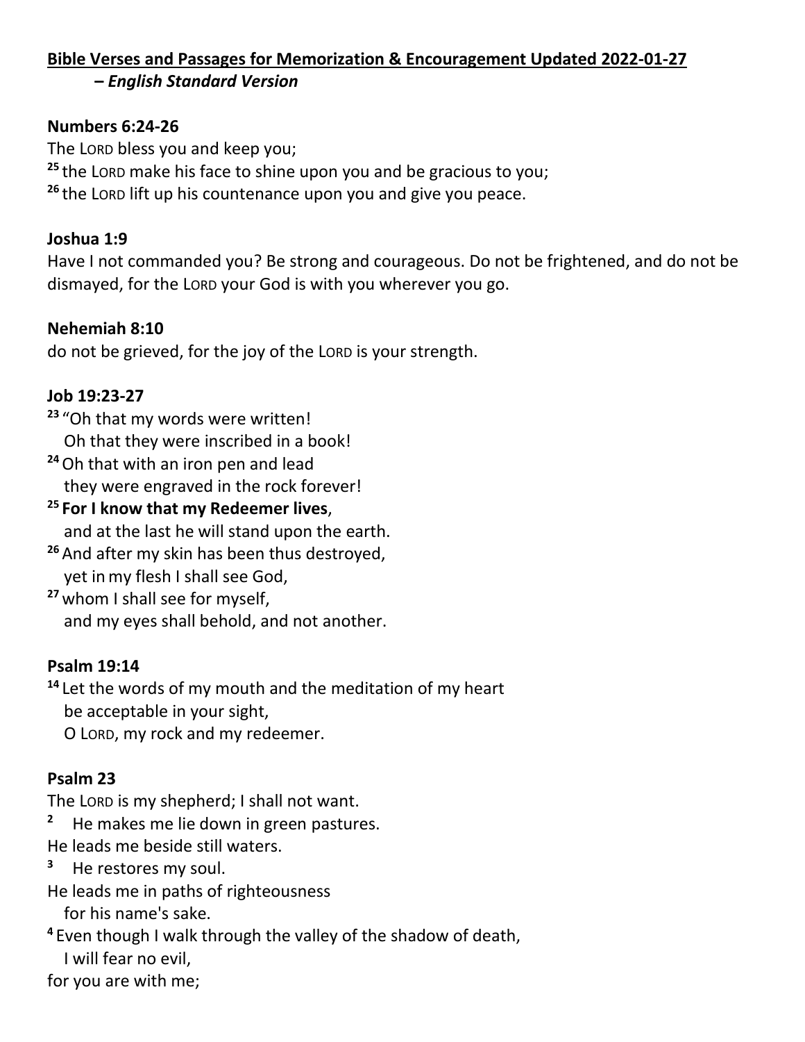**<u>Bible Verses and Passages for Memorization & Encouragement Updated 2022-01-27</u>**
***– English Standard Version***

**Numbers 6:24-26**

The LORD bless you and keep you;
[25] the LORD make his face to shine upon you and be gracious to you;
[26] the LORD lift up his countenance upon you and give you peace.

**Joshua 1:9**

Have I not commanded you? Be strong and courageous. Do not be frightened, and do not be dismayed, for the LORD your God is with you wherever you go.

**Nehemiah 8:10**

do not be grieved, for the joy of the LORD is your strength.

**Job 19:23-27**

[23] "Oh that my words were written!
Oh that they were inscribed in a book!
[24] Oh that with an iron pen and lead
they were engraved in the rock forever!
[25] **For I know that my Redeemer lives**,
and at the last he will stand upon the earth.
[26] And after my skin has been thus destroyed,
yet in my flesh I shall see God,
[27] whom I shall see for myself,
and my eyes shall behold, and not another.

**Psalm 19:14**

[14] Let the words of my mouth and the meditation of my heart
be acceptable in your sight,
O LORD, my rock and my redeemer.

**Psalm 23**

The LORD is my shepherd; I shall not want.
[2] He makes me lie down in green pastures.
He leads me beside still waters.
[3] He restores my soul.
He leads me in paths of righteousness
for his name's sake.
[4] Even though I walk through the valley of the shadow of death,
I will fear no evil,
for you are with me;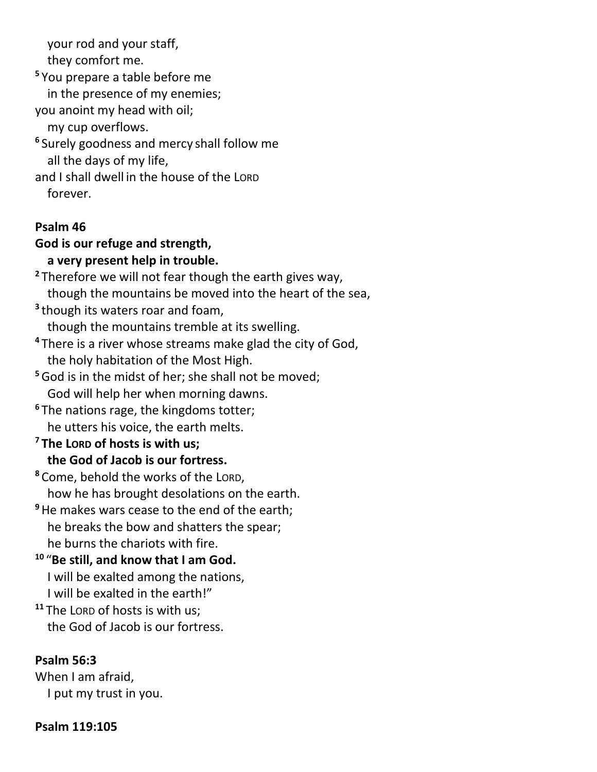your rod and your staff,
they comfort me.

[5] You prepare a table before me
in the presence of my enemies;
you anoint my head with oil;
my cup overflows.

[6] Surely goodness and mercy shall follow me
all the days of my life,
and I shall dwell in the house of the LORD
forever.

**Psalm 46**

**God is our refuge and strength,**
**a very present help in trouble.**

[2] Therefore we will not fear though the earth gives way,
though the mountains be moved into the heart of the sea,

[3] though its waters roar and foam,
though the mountains tremble at its swelling.

[4] There is a river whose streams make glad the city of God,
the holy habitation of the Most High.

[5] God is in the midst of her; she shall not be moved;
God will help her when morning dawns.

[6] The nations rage, the kingdoms totter;
he utters his voice, the earth melts.

[7] **The LORD of hosts is with us;**
**the God of Jacob is our fortress.**

[8] Come, behold the works of the LORD,
how he has brought desolations on the earth.

[9] He makes wars cease to the end of the earth;
he breaks the bow and shatters the spear;
he burns the chariots with fire.

[10] "**Be still, and know that I am God.**
I will be exalted among the nations,
I will be exalted in the earth!"

[11] The LORD of hosts is with us;
the God of Jacob is our fortress.

**Psalm 56:3**

When I am afraid,
I put my trust in you.

**Psalm 119:105**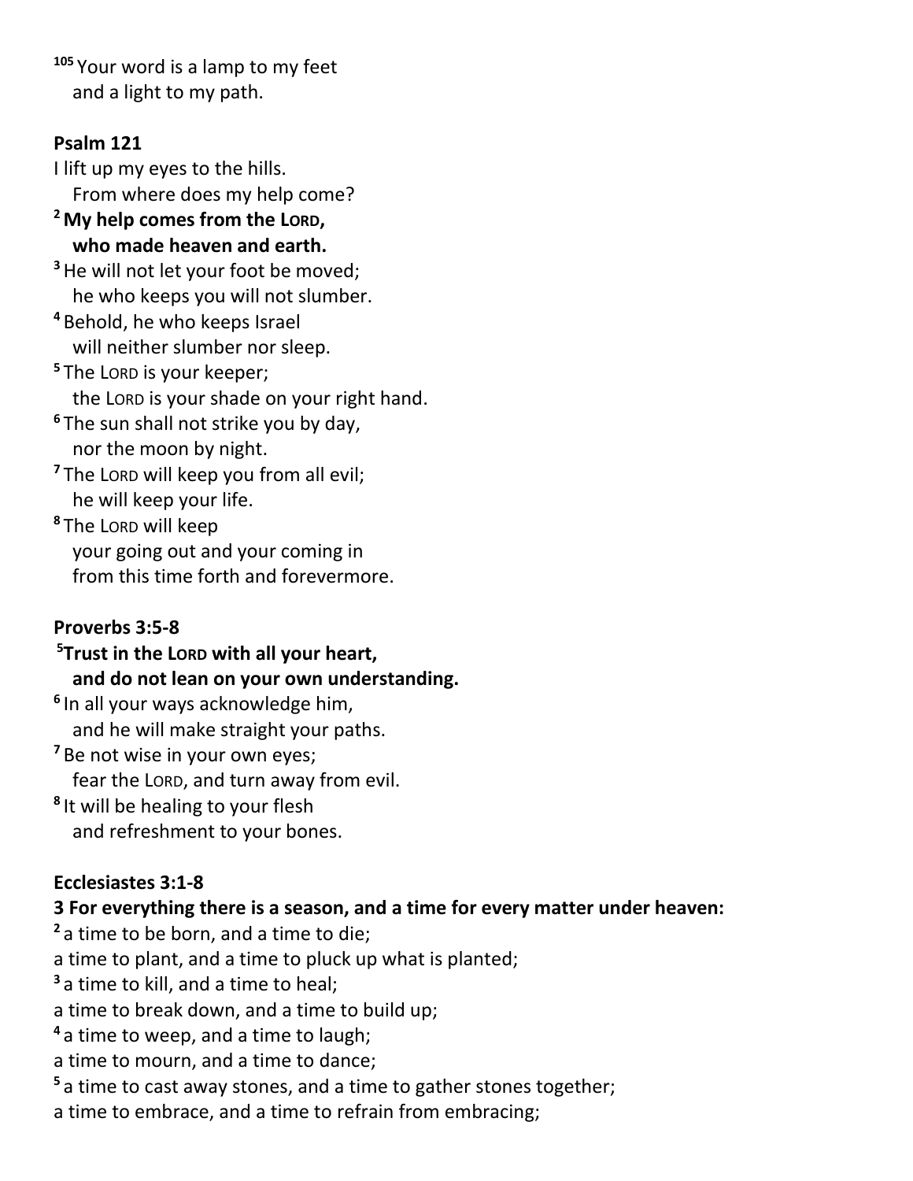[105] Your word is a lamp to my feet
and a light to my path.

**Psalm 121**

I lift up my eyes to the hills.
From where does my help come?
[2] **My help comes from the LORD,**
**who made heaven and earth.**
[3] He will not let your foot be moved;
he who keeps you will not slumber.
[4] Behold, he who keeps Israel
will neither slumber nor sleep.
[5] The LORD is your keeper;
the LORD is your shade on your right hand.
[6] The sun shall not strike you by day,
nor the moon by night.
[7] The LORD will keep you from all evil;
he will keep your life.
[8] The LORD will keep
your going out and your coming in
from this time forth and forevermore.

**Proverbs 3:5-8**

[5]**Trust in the LORD with all your heart,**
**and do not lean on your own understanding.**
[6] In all your ways acknowledge him,
and he will make straight your paths.
[7] Be not wise in your own eyes;
fear the LORD, and turn away from evil.
[8] It will be healing to your flesh
and refreshment to your bones.

**Ecclesiastes 3:1-8**

**3 For everything there is a season, and a time for every matter under heaven:**
[2] a time to be born, and a time to die;
a time to plant, and a time to pluck up what is planted;
[3] a time to kill, and a time to heal;
a time to break down, and a time to build up;
[4] a time to weep, and a time to laugh;
a time to mourn, and a time to dance;
[5] a time to cast away stones, and a time to gather stones together;
a time to embrace, and a time to refrain from embracing;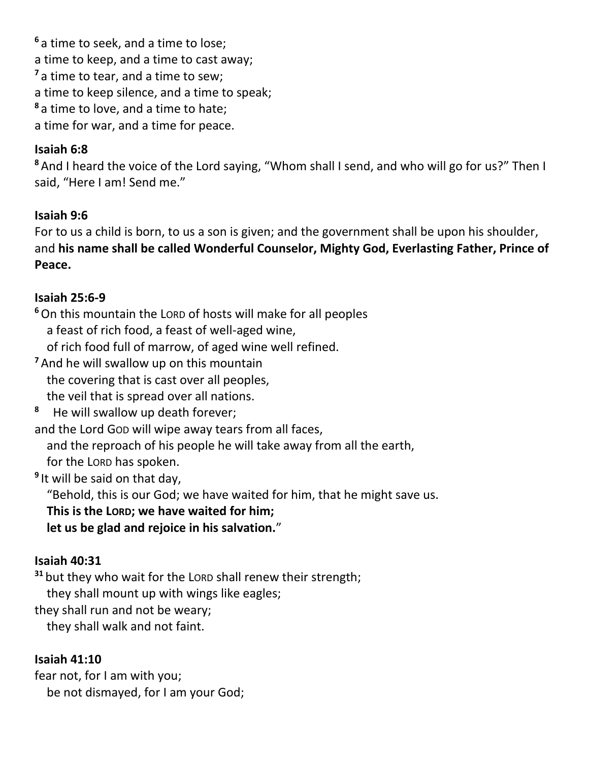[6] a time to seek, and a time to lose;
a time to keep, and a time to cast away;
[7] a time to tear, and a time to sew;
a time to keep silence, and a time to speak;
[8] a time to love, and a time to hate;
a time for war, and a time for peace.

**Isaiah 6:8**
[8] And I heard the voice of the Lord saying, "Whom shall I send, and who will go for us?" Then I said, "Here I am! Send me."

**Isaiah 9:6**
For to us a child is born, to us a son is given; and the government shall be upon his shoulder, and **his name shall be called Wonderful Counselor, Mighty God, Everlasting Father, Prince of Peace.**

**Isaiah 25:6-9**
[6] On this mountain the LORD of hosts will make for all peoples
  a feast of rich food, a feast of well-aged wine,
  of rich food full of marrow, of aged wine well refined.
[7] And he will swallow up on this mountain
  the covering that is cast over all peoples,
  the veil that is spread over all nations.
[8] He will swallow up death forever;
and the Lord GOD will wipe away tears from all faces,
  and the reproach of his people he will take away from all the earth,
  for the LORD has spoken.
[9] It will be said on that day,
  "Behold, this is our God; we have waited for him, that he might save us.
  **This is the LORD; we have waited for him;**
  **let us be glad and rejoice in his salvation.**"

**Isaiah 40:31**
[31] but they who wait for the LORD shall renew their strength;
  they shall mount up with wings like eagles;
they shall run and not be weary;
  they shall walk and not faint.

**Isaiah 41:10**
fear not, for I am with you;
  be not dismayed, for I am your God;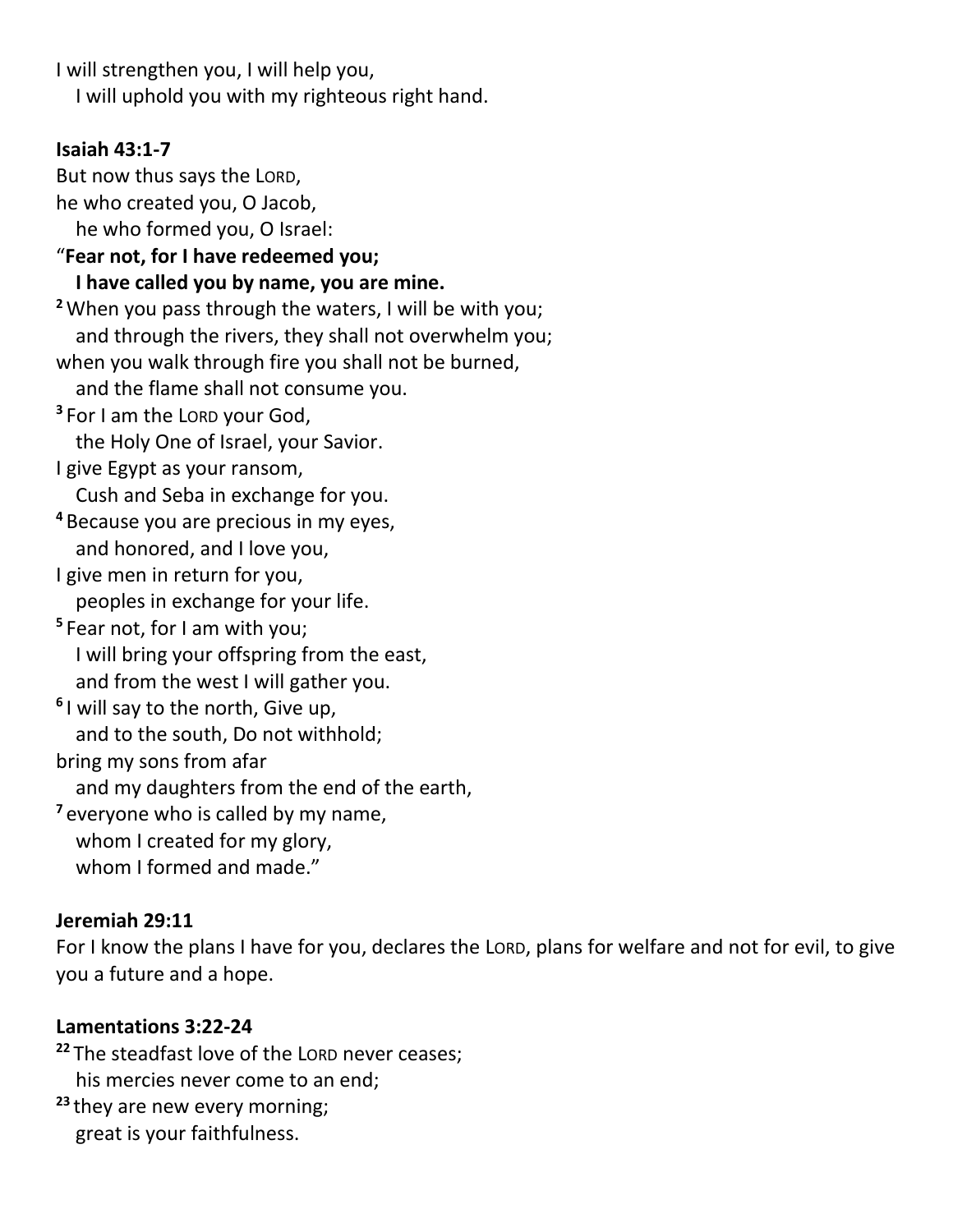I will strengthen you, I will help you,
   I will uphold you with my righteous right hand.

**Isaiah 43:1-7**

But now thus says the LORD,
he who created you, O Jacob,
   he who formed you, O Israel:
"**Fear not, for I have redeemed you;**
   **I have called you by name, you are mine.**
[2] When you pass through the waters, I will be with you;
   and through the rivers, they shall not overwhelm you;
when you walk through fire you shall not be burned,
   and the flame shall not consume you.
[3] For I am the LORD your God,
   the Holy One of Israel, your Savior.
I give Egypt as your ransom,
   Cush and Seba in exchange for you.
[4] Because you are precious in my eyes,
   and honored, and I love you,
I give men in return for you,
   peoples in exchange for your life.
[5] Fear not, for I am with you;
   I will bring your offspring from the east,
   and from the west I will gather you.
[6] I will say to the north, Give up,
   and to the south, Do not withhold;
bring my sons from afar
   and my daughters from the end of the earth,
[7] everyone who is called by my name,
   whom I created for my glory,
   whom I formed and made."

**Jeremiah 29:11**

For I know the plans I have for you, declares the LORD, plans for welfare and not for evil, to give you a future and a hope.

**Lamentations 3:22-24**

[22] The steadfast love of the LORD never ceases;
   his mercies never come to an end;
[23] they are new every morning;
   great is your faithfulness.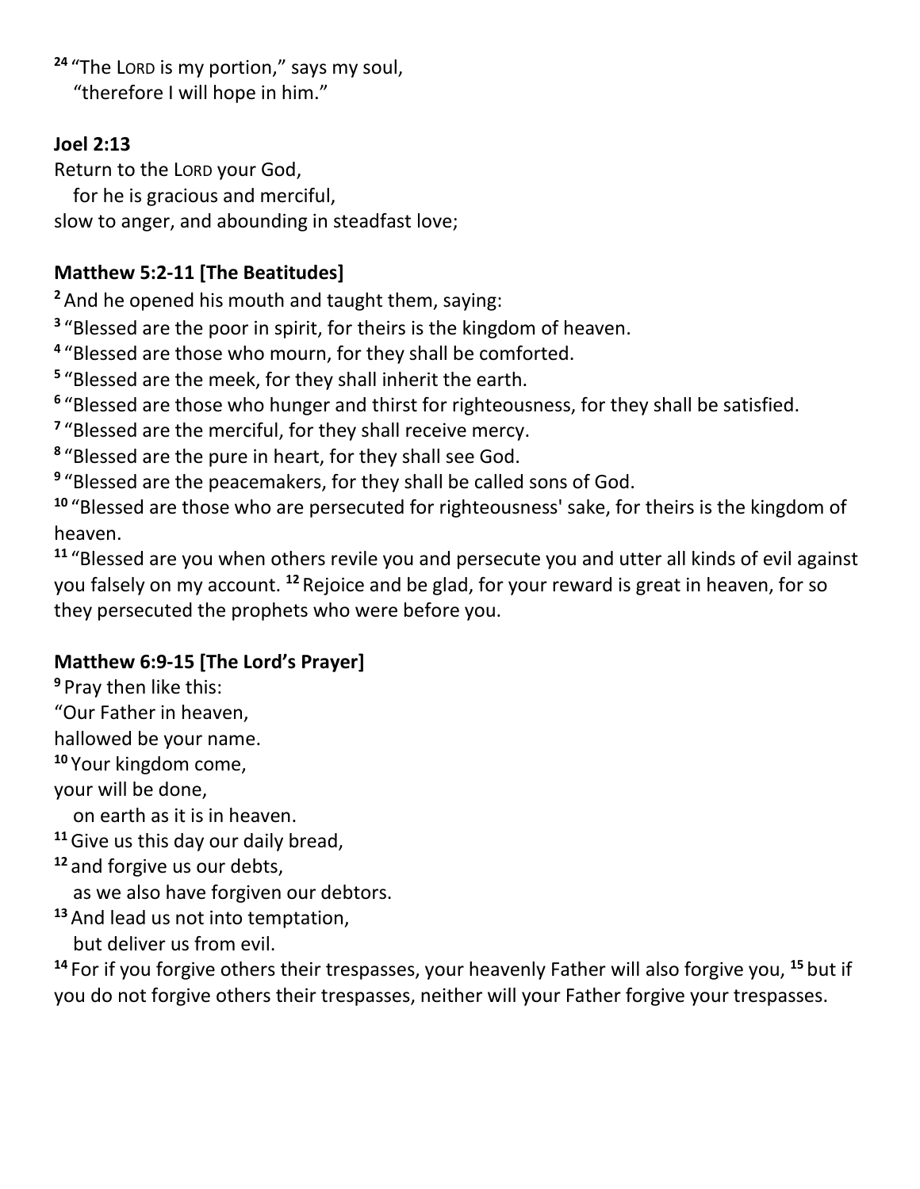[24] "The LORD is my portion," says my soul,
"therefore I will hope in him."

**Joel 2:13**

Return to the LORD your God,
for he is gracious and merciful,
slow to anger, and abounding in steadfast love;

**Matthew 5:2-11 [The Beatitudes]**

[2] And he opened his mouth and taught them, saying:
[3] "Blessed are the poor in spirit, for theirs is the kingdom of heaven.
[4] "Blessed are those who mourn, for they shall be comforted.
[5] "Blessed are the meek, for they shall inherit the earth.
[6] "Blessed are those who hunger and thirst for righteousness, for they shall be satisfied.
[7] "Blessed are the merciful, for they shall receive mercy.
[8] "Blessed are the pure in heart, for they shall see God.
[9] "Blessed are the peacemakers, for they shall be called sons of God.
[10] "Blessed are those who are persecuted for righteousness' sake, for theirs is the kingdom of heaven.
[11] "Blessed are you when others revile you and persecute you and utter all kinds of evil against you falsely on my account. [12] Rejoice and be glad, for your reward is great in heaven, for so they persecuted the prophets who were before you.

**Matthew 6:9-15 [The Lord's Prayer]**

[9] Pray then like this:
"Our Father in heaven,
hallowed be your name.
[10] Your kingdom come,
your will be done,
on earth as it is in heaven.
[11] Give us this day our daily bread,
[12] and forgive us our debts,
as we also have forgiven our debtors.
[13] And lead us not into temptation,
but deliver us from evil.
[14] For if you forgive others their trespasses, your heavenly Father will also forgive you, [15] but if you do not forgive others their trespasses, neither will your Father forgive your trespasses.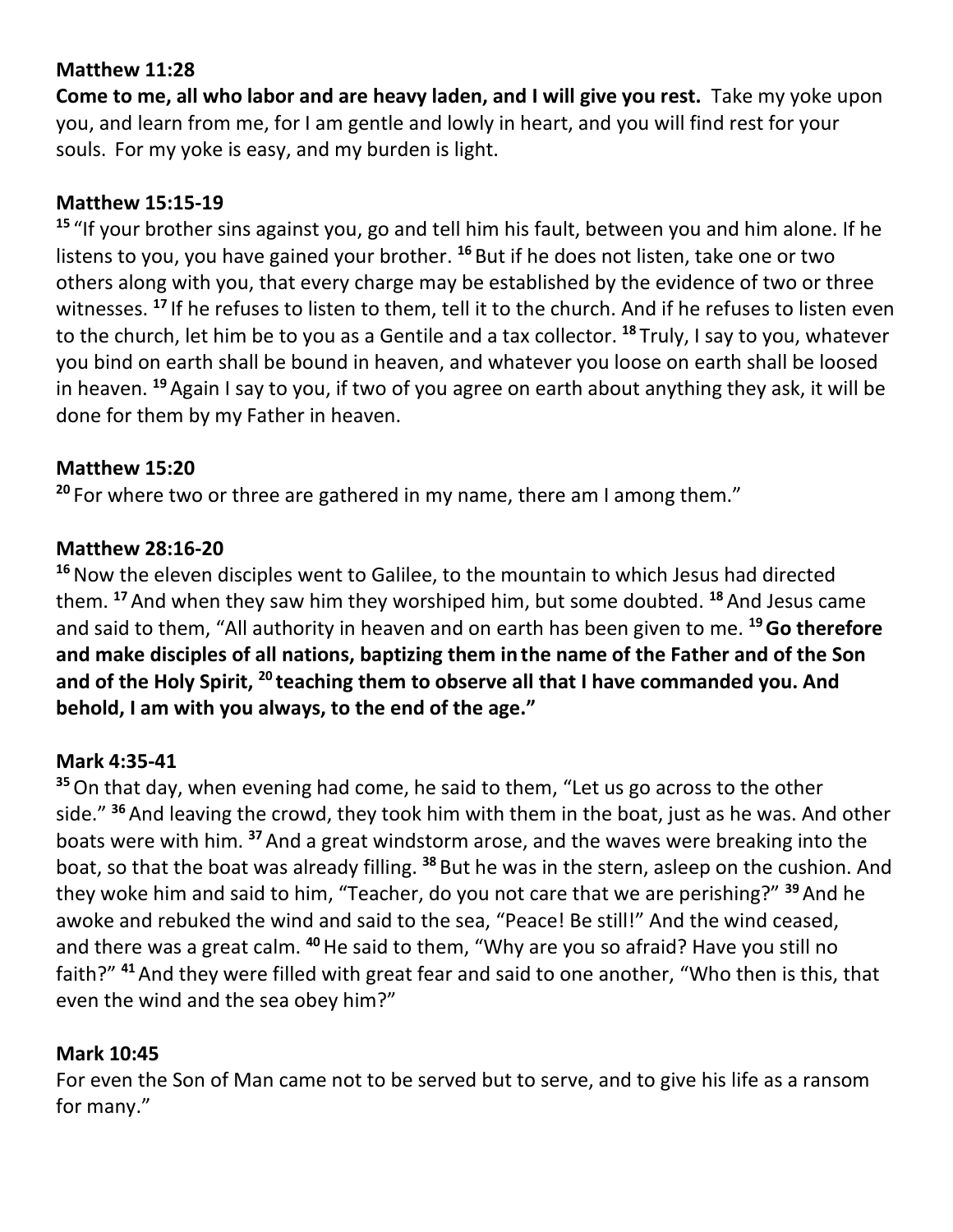**Matthew 11:28**

**Come to me, all who labor and are heavy laden, and I will give you rest.** Take my yoke upon you, and learn from me, for I am gentle and lowly in heart, and you will find rest for your souls. For my yoke is easy, and my burden is light.

**Matthew 15:15-19**

**15** "If your brother sins against you, go and tell him his fault, between you and him alone. If he listens to you, you have gained your brother. **16** But if he does not listen, take one or two others along with you, that every charge may be established by the evidence of two or three witnesses. **17** If he refuses to listen to them, tell it to the church. And if he refuses to listen even to the church, let him be to you as a Gentile and a tax collector. **18** Truly, I say to you, whatever you bind on earth shall be bound in heaven, and whatever you loose on earth shall be loosed in heaven. **19** Again I say to you, if two of you agree on earth about anything they ask, it will be done for them by my Father in heaven.

**Matthew 15:20**

**20** For where two or three are gathered in my name, there am I among them."

**Matthew 28:16-20**

**16** Now the eleven disciples went to Galilee, to the mountain to which Jesus had directed them. **17** And when they saw him they worshiped him, but some doubted. **18** And Jesus came and said to them, "All authority in heaven and on earth has been given to me. **19 Go therefore and make disciples of all nations, baptizing them in the name of the Father and of the Son and of the Holy Spirit, 20 teaching them to observe all that I have commanded you. And behold, I am with you always, to the end of the age."**

**Mark 4:35-41**

**35** On that day, when evening had come, he said to them, "Let us go across to the other side." **36** And leaving the crowd, they took him with them in the boat, just as he was. And other boats were with him. **37** And a great windstorm arose, and the waves were breaking into the boat, so that the boat was already filling. **38** But he was in the stern, asleep on the cushion. And they woke him and said to him, "Teacher, do you not care that we are perishing?" **39** And he awoke and rebuked the wind and said to the sea, "Peace! Be still!" And the wind ceased, and there was a great calm. **40** He said to them, "Why are you so afraid? Have you still no faith?" **41** And they were filled with great fear and said to one another, "Who then is this, that even the wind and the sea obey him?"

**Mark 10:45**

For even the Son of Man came not to be served but to serve, and to give his life as a ransom for many."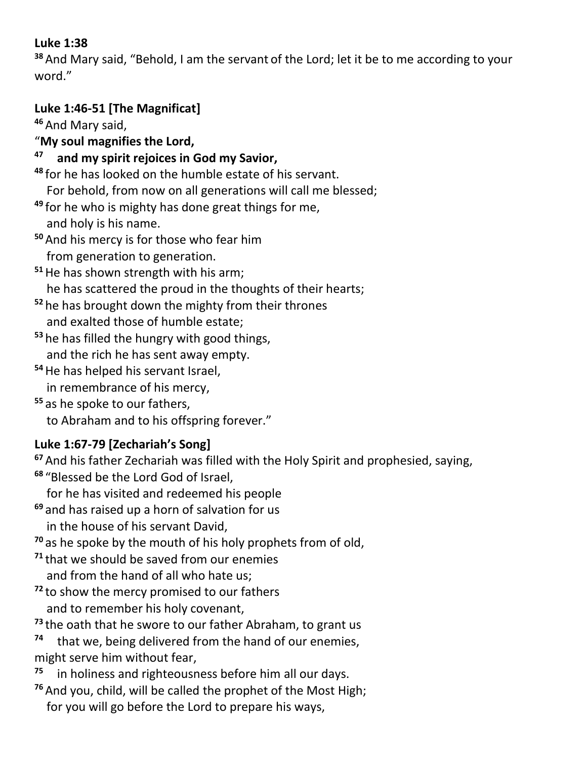**Luke 1:38**

[38] And Mary said, "Behold, I am the servant of the Lord; let it be to me according to your word."

**Luke 1:46-51 [The Magnificat]**

[46] And Mary said,
"**My soul magnifies the Lord,**
[47] **and my spirit rejoices in God my Savior,**
[48] for he has looked on the humble estate of his servant.
For behold, from now on all generations will call me blessed;
[49] for he who is mighty has done great things for me,
and holy is his name.
[50] And his mercy is for those who fear him
from generation to generation.
[51] He has shown strength with his arm;
he has scattered the proud in the thoughts of their hearts;
[52] he has brought down the mighty from their thrones
and exalted those of humble estate;
[53] he has filled the hungry with good things,
and the rich he has sent away empty.
[54] He has helped his servant Israel,
in remembrance of his mercy,
[55] as he spoke to our fathers,
to Abraham and to his offspring forever."

**Luke 1:67-79 [Zechariah's Song]**

[67] And his father Zechariah was filled with the Holy Spirit and prophesied, saying,
[68] "Blessed be the Lord God of Israel,
for he has visited and redeemed his people
[69] and has raised up a horn of salvation for us
in the house of his servant David,
[70] as he spoke by the mouth of his holy prophets from of old,
[71] that we should be saved from our enemies
and from the hand of all who hate us;
[72] to show the mercy promised to our fathers
and to remember his holy covenant,
[73] the oath that he swore to our father Abraham, to grant us
[74] that we, being delivered from the hand of our enemies,
might serve him without fear,
[75] in holiness and righteousness before him all our days.
[76] And you, child, will be called the prophet of the Most High;
for you will go before the Lord to prepare his ways,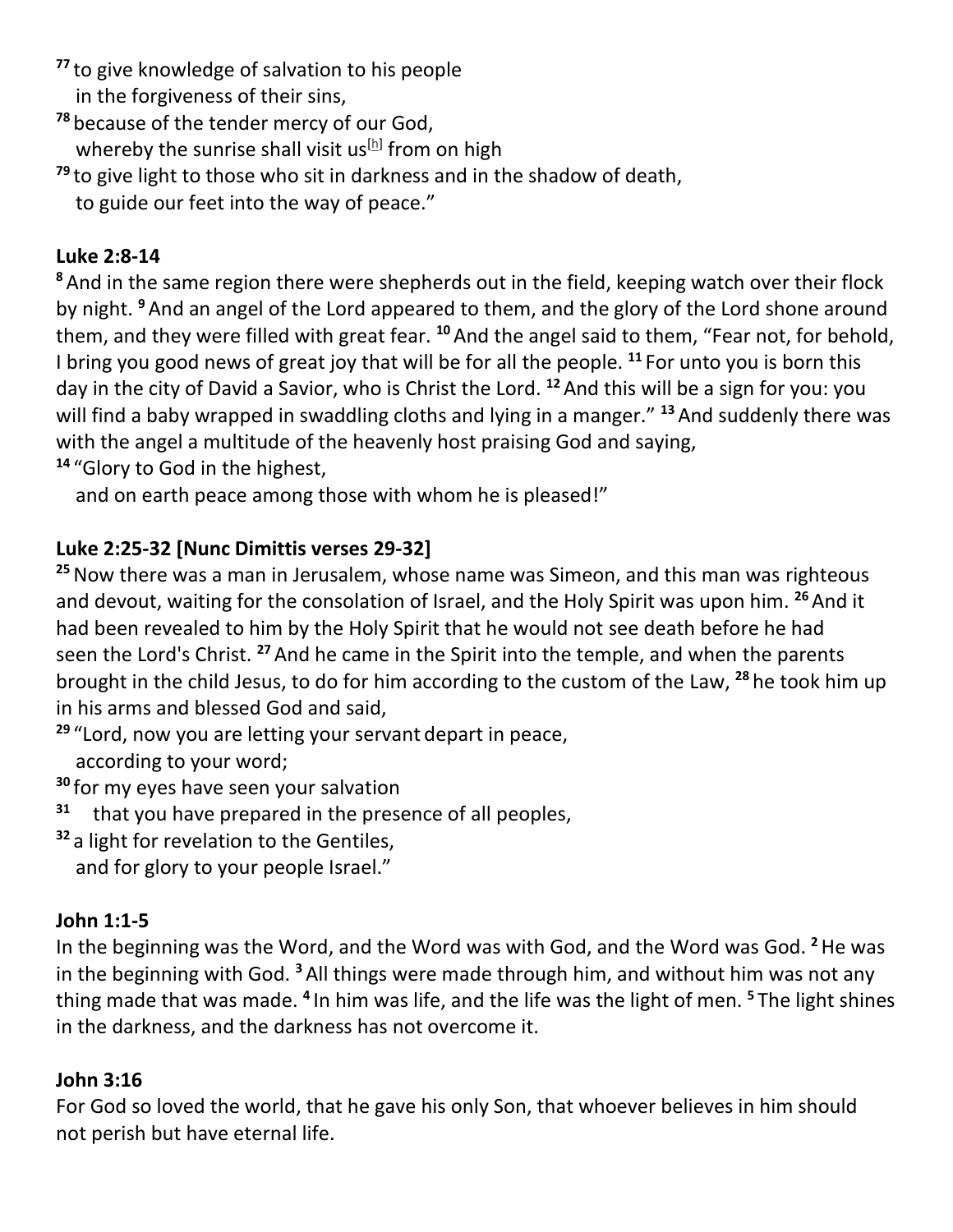[77] to give knowledge of salvation to his people
in the forgiveness of their sins,
[78] because of the tender mercy of our God,
whereby the sunrise shall visit us[h] from on high
[79] to give light to those who sit in darkness and in the shadow of death,
to guide our feet into the way of peace."

**Luke 2:8-14**

[8] And in the same region there were shepherds out in the field, keeping watch over their flock by night. [9] And an angel of the Lord appeared to them, and the glory of the Lord shone around them, and they were filled with great fear. [10] And the angel said to them, "Fear not, for behold, I bring you good news of great joy that will be for all the people. [11] For unto you is born this day in the city of David a Savior, who is Christ the Lord. [12] And this will be a sign for you: you will find a baby wrapped in swaddling cloths and lying in a manger." [13] And suddenly there was with the angel a multitude of the heavenly host praising God and saying,
[14] "Glory to God in the highest,
and on earth peace among those with whom he is pleased!"

**Luke 2:25-32 [Nunc Dimittis verses 29-32]**

[25] Now there was a man in Jerusalem, whose name was Simeon, and this man was righteous and devout, waiting for the consolation of Israel, and the Holy Spirit was upon him. [26] And it had been revealed to him by the Holy Spirit that he would not see death before he had seen the Lord's Christ. [27] And he came in the Spirit into the temple, and when the parents brought in the child Jesus, to do for him according to the custom of the Law, [28] he took him up in his arms and blessed God and said,
[29] "Lord, now you are letting your servant depart in peace,
according to your word;
[30] for my eyes have seen your salvation
[31] that you have prepared in the presence of all peoples,
[32] a light for revelation to the Gentiles,
and for glory to your people Israel."

**John 1:1-5**

In the beginning was the Word, and the Word was with God, and the Word was God. [2] He was in the beginning with God. [3] All things were made through him, and without him was not any thing made that was made. [4] In him was life, and the life was the light of men. [5] The light shines in the darkness, and the darkness has not overcome it.

**John 3:16**

For God so loved the world, that he gave his only Son, that whoever believes in him should not perish but have eternal life.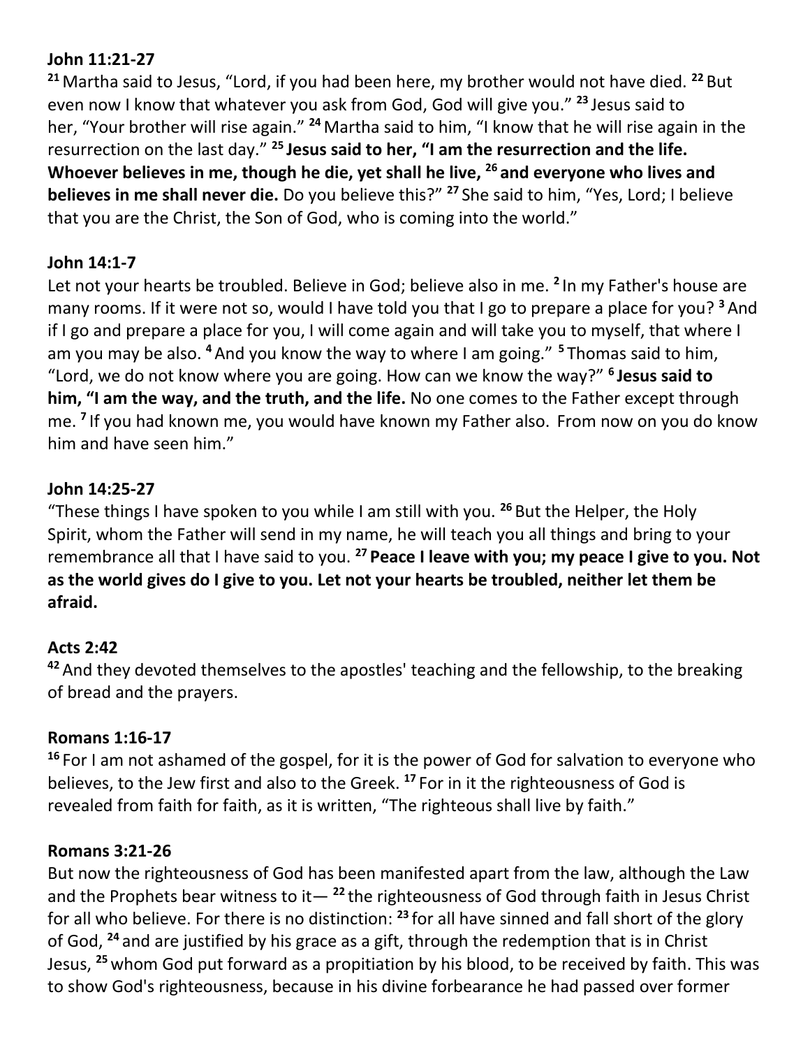**John 11:21-27**

[21] Martha said to Jesus, "Lord, if you had been here, my brother would not have died. [22] But even now I know that whatever you ask from God, God will give you." [23] Jesus said to her, "Your brother will rise again." [24] Martha said to him, "I know that he will rise again in the resurrection on the last day." **[25] Jesus said to her, "I am the resurrection and the life. Whoever believes in me, though he die, yet shall he live, [26] and everyone who lives and believes in me shall never die.** Do you believe this?" [27] She said to him, "Yes, Lord; I believe that you are the Christ, the Son of God, who is coming into the world."

**John 14:1-7**

Let not your hearts be troubled. Believe in God; believe also in me. [2] In my Father's house are many rooms. If it were not so, would I have told you that I go to prepare a place for you? [3] And if I go and prepare a place for you, I will come again and will take you to myself, that where I am you may be also. [4] And you know the way to where I am going." [5] Thomas said to him, "Lord, we do not know where you are going. How can we know the way?" **[6] Jesus said to him, "I am the way, and the truth, and the life.** No one comes to the Father except through me. [7] If you had known me, you would have known my Father also. From now on you do know him and have seen him."

**John 14:25-27**

"These things I have spoken to you while I am still with you. [26] But the Helper, the Holy Spirit, whom the Father will send in my name, he will teach you all things and bring to your remembrance all that I have said to you. **[27] Peace I leave with you; my peace I give to you. Not as the world gives do I give to you. Let not your hearts be troubled, neither let them be afraid.**

**Acts 2:42**

[42] And they devoted themselves to the apostles' teaching and the fellowship, to the breaking of bread and the prayers.

**Romans 1:16-17**

[16] For I am not ashamed of the gospel, for it is the power of God for salvation to everyone who believes, to the Jew first and also to the Greek. [17] For in it the righteousness of God is revealed from faith for faith, as it is written, "The righteous shall live by faith."

**Romans 3:21-26**

But now the righteousness of God has been manifested apart from the law, although the Law and the Prophets bear witness to it— [22] the righteousness of God through faith in Jesus Christ for all who believe. For there is no distinction: [23] for all have sinned and fall short of the glory of God, [24] and are justified by his grace as a gift, through the redemption that is in Christ Jesus, [25] whom God put forward as a propitiation by his blood, to be received by faith. This was to show God's righteousness, because in his divine forbearance he had passed over former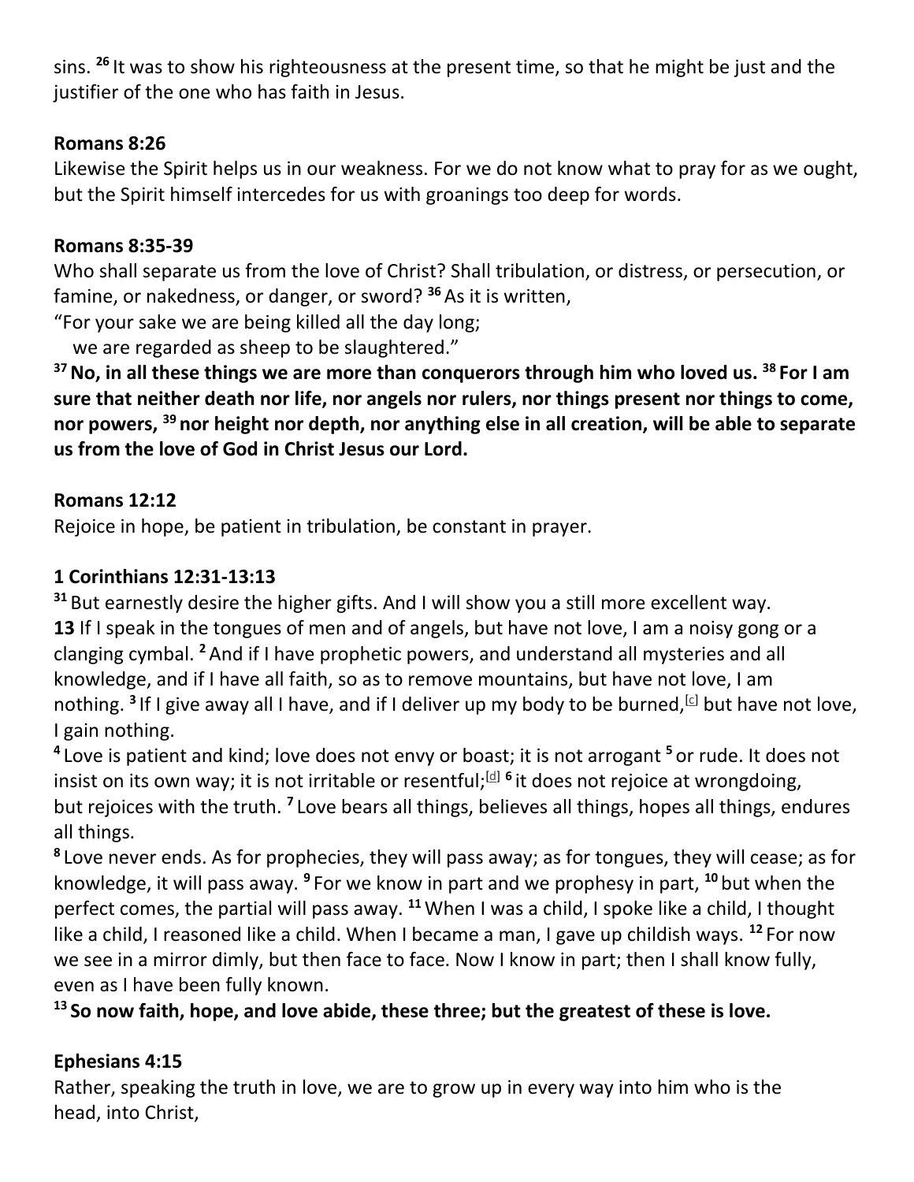sins. [26] It was to show his righteousness at the present time, so that he might be just and the justifier of the one who has faith in Jesus.

**Romans 8:26**
Likewise the Spirit helps us in our weakness. For we do not know what to pray for as we ought, but the Spirit himself intercedes for us with groanings too deep for words.

**Romans 8:35-39**
Who shall separate us from the love of Christ? Shall tribulation, or distress, or persecution, or famine, or nakedness, or danger, or sword? [36] As it is written,
"For your sake we are being killed all the day long;
we are regarded as sheep to be slaughtered."
**[37] No, in all these things we are more than conquerors through him who loved us. [38] For I am sure that neither death nor life, nor angels nor rulers, nor things present nor things to come, nor powers, [39] nor height nor depth, nor anything else in all creation, will be able to separate us from the love of God in Christ Jesus our Lord.**

**Romans 12:12**
Rejoice in hope, be patient in tribulation, be constant in prayer.

**1 Corinthians 12:31-13:13**
[31] But earnestly desire the higher gifts. And I will show you a still more excellent way.
**13** If I speak in the tongues of men and of angels, but have not love, I am a noisy gong or a clanging cymbal. [2] And if I have prophetic powers, and understand all mysteries and all knowledge, and if I have all faith, so as to remove mountains, but have not love, I am nothing. [3] If I give away all I have, and if I deliver up my body to be burned,[c] but have not love, I gain nothing.
[4] Love is patient and kind; love does not envy or boast; it is not arrogant [5] or rude. It does not insist on its own way; it is not irritable or resentful;[d] [6] it does not rejoice at wrongdoing, but rejoices with the truth. [7] Love bears all things, believes all things, hopes all things, endures all things.
[8] Love never ends. As for prophecies, they will pass away; as for tongues, they will cease; as for knowledge, it will pass away. [9] For we know in part and we prophesy in part, [10] but when the perfect comes, the partial will pass away. [11] When I was a child, I spoke like a child, I thought like a child, I reasoned like a child. When I became a man, I gave up childish ways. [12] For now we see in a mirror dimly, but then face to face. Now I know in part; then I shall know fully, even as I have been fully known.
**[13] So now faith, hope, and love abide, these three; but the greatest of these is love.**

**Ephesians 4:15**
Rather, speaking the truth in love, we are to grow up in every way into him who is the head, into Christ,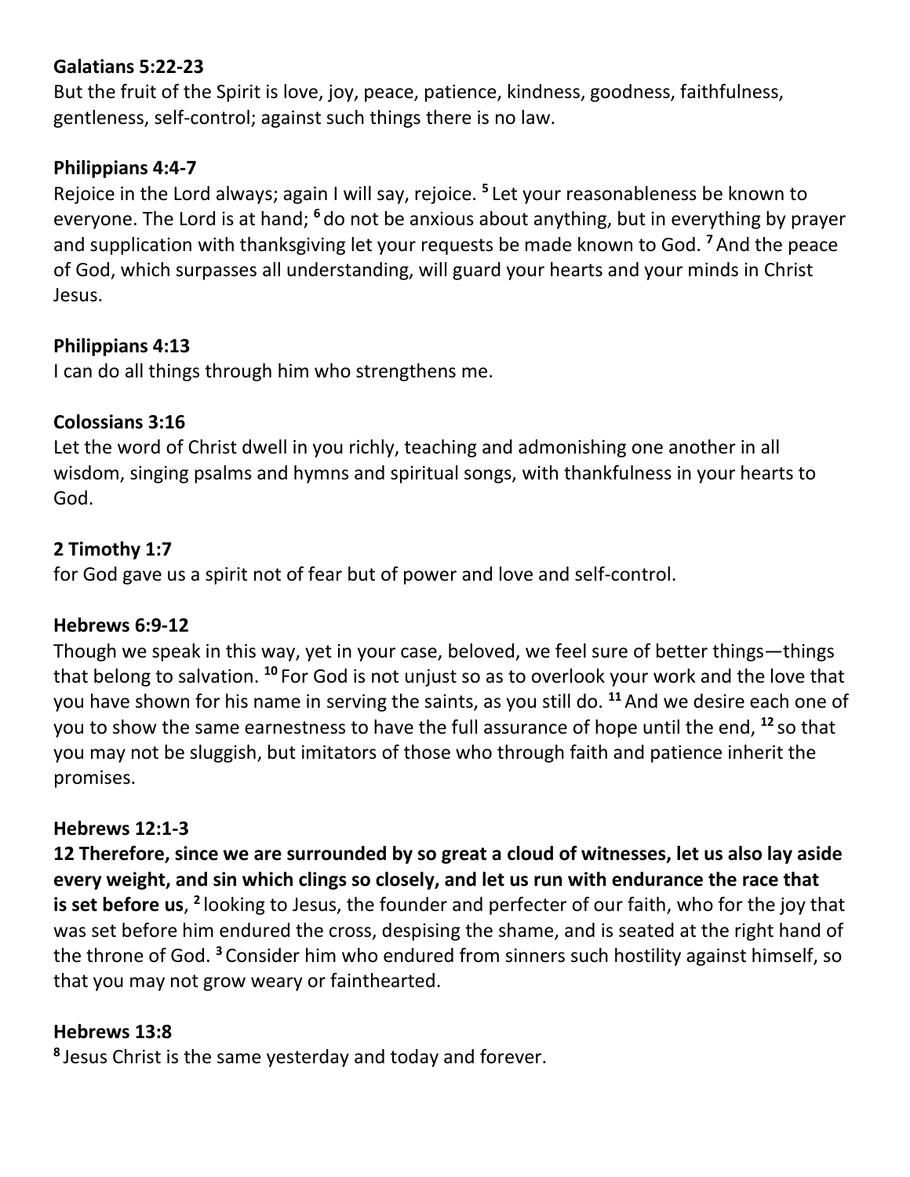**Galatians 5:22-23**
But the fruit of the Spirit is love, joy, peace, patience, kindness, goodness, faithfulness, gentleness, self-control; against such things there is no law.

**Philippians 4:4-7**
Rejoice in the Lord always; again I will say, rejoice. [5] Let your reasonableness be known to everyone. The Lord is at hand; [6] do not be anxious about anything, but in everything by prayer and supplication with thanksgiving let your requests be made known to God. [7] And the peace of God, which surpasses all understanding, will guard your hearts and your minds in Christ Jesus.

**Philippians 4:13**
I can do all things through him who strengthens me.

**Colossians 3:16**
Let the word of Christ dwell in you richly, teaching and admonishing one another in all wisdom, singing psalms and hymns and spiritual songs, with thankfulness in your hearts to God.

**2 Timothy 1:7**
for God gave us a spirit not of fear but of power and love and self-control.

**Hebrews 6:9-12**
Though we speak in this way, yet in your case, beloved, we feel sure of better things—things that belong to salvation. [10] For God is not unjust so as to overlook your work and the love that you have shown for his name in serving the saints, as you still do. [11] And we desire each one of you to show the same earnestness to have the full assurance of hope until the end, [12] so that you may not be sluggish, but imitators of those who through faith and patience inherit the promises.

**Hebrews 12:1-3**
**12 Therefore, since we are surrounded by so great a cloud of witnesses, let us also lay aside every weight, and sin which clings so closely, and let us run with endurance the race that is set before us**, [2] looking to Jesus, the founder and perfecter of our faith, who for the joy that was set before him endured the cross, despising the shame, and is seated at the right hand of the throne of God. [3] Consider him who endured from sinners such hostility against himself, so that you may not grow weary or fainthearted.

**Hebrews 13:8**
[8] Jesus Christ is the same yesterday and today and forever.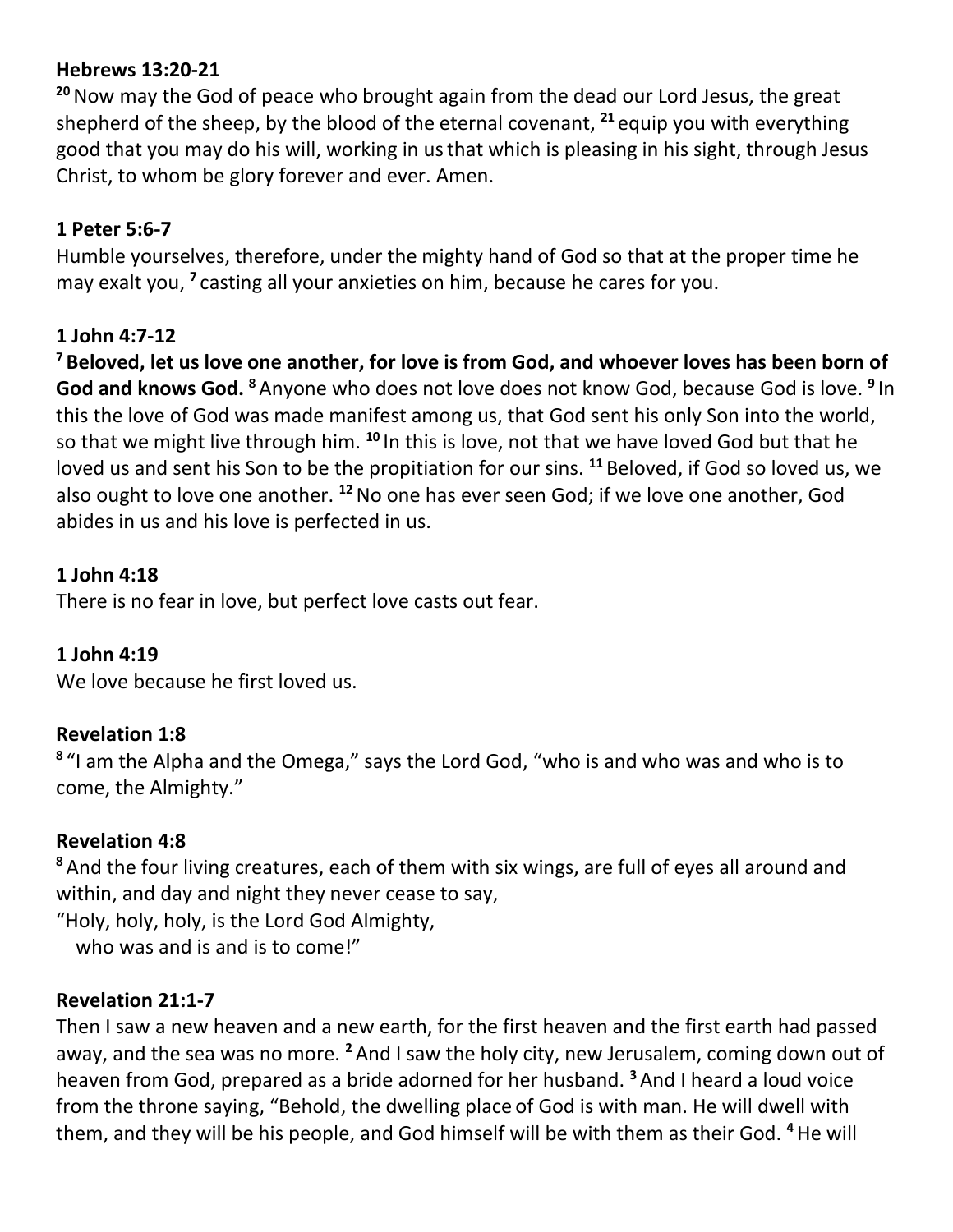**Hebrews 13:20-21**

[20] Now may the God of peace who brought again from the dead our Lord Jesus, the great shepherd of the sheep, by the blood of the eternal covenant, [21] equip you with everything good that you may do his will, working in us that which is pleasing in his sight, through Jesus Christ, to whom be glory forever and ever. Amen.

**1 Peter 5:6-7**

Humble yourselves, therefore, under the mighty hand of God so that at the proper time he may exalt you, [7] casting all your anxieties on him, because he cares for you.

**1 John 4:7-12**

**[7] Beloved, let us love one another, for love is from God, and whoever loves has been born of God and knows God.** [8] Anyone who does not love does not know God, because God is love. [9] In this the love of God was made manifest among us, that God sent his only Son into the world, so that we might live through him. [10] In this is love, not that we have loved God but that he loved us and sent his Son to be the propitiation for our sins. [11] Beloved, if God so loved us, we also ought to love one another. [12] No one has ever seen God; if we love one another, God abides in us and his love is perfected in us.

**1 John 4:18**

There is no fear in love, but perfect love casts out fear.

**1 John 4:19**

We love because he first loved us.

**Revelation 1:8**

[8] "I am the Alpha and the Omega," says the Lord God, "who is and who was and who is to come, the Almighty."

**Revelation 4:8**

[8] And the four living creatures, each of them with six wings, are full of eyes all around and within, and day and night they never cease to say,

"Holy, holy, holy, is the Lord God Almighty,
who was and is and is to come!"

**Revelation 21:1-7**

Then I saw a new heaven and a new earth, for the first heaven and the first earth had passed away, and the sea was no more. [2] And I saw the holy city, new Jerusalem, coming down out of heaven from God, prepared as a bride adorned for her husband. [3] And I heard a loud voice from the throne saying, "Behold, the dwelling place of God is with man. He will dwell with them, and they will be his people, and God himself will be with them as their God. [4] He will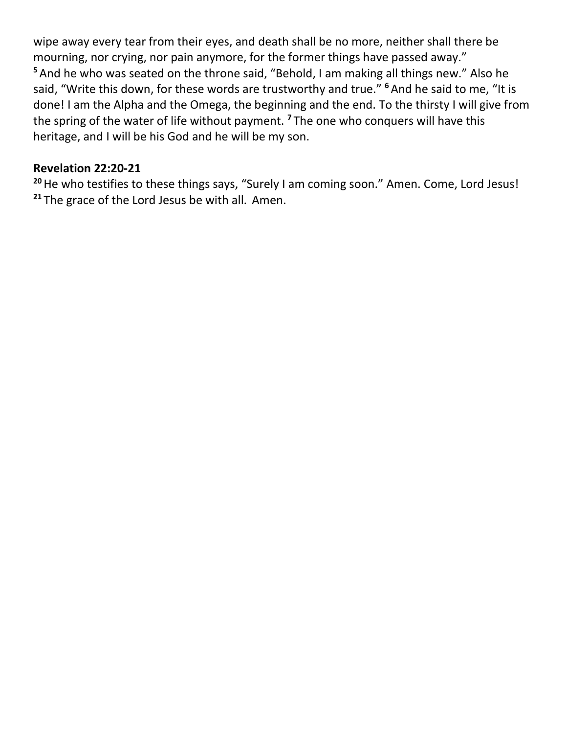wipe away every tear from their eyes, and death shall be no more, neither shall there be mourning, nor crying, nor pain anymore, for the former things have passed away."
[5] And he who was seated on the throne said, "Behold, I am making all things new." Also he said, "Write this down, for these words are trustworthy and true." [6] And he said to me, "It is done! I am the Alpha and the Omega, the beginning and the end. To the thirsty I will give from the spring of the water of life without payment. [7] The one who conquers will have this heritage, and I will be his God and he will be my son.

**Revelation 22:20-21**

[20] He who testifies to these things says, "Surely I am coming soon." Amen. Come, Lord Jesus!
[21] The grace of the Lord Jesus be with all. Amen.